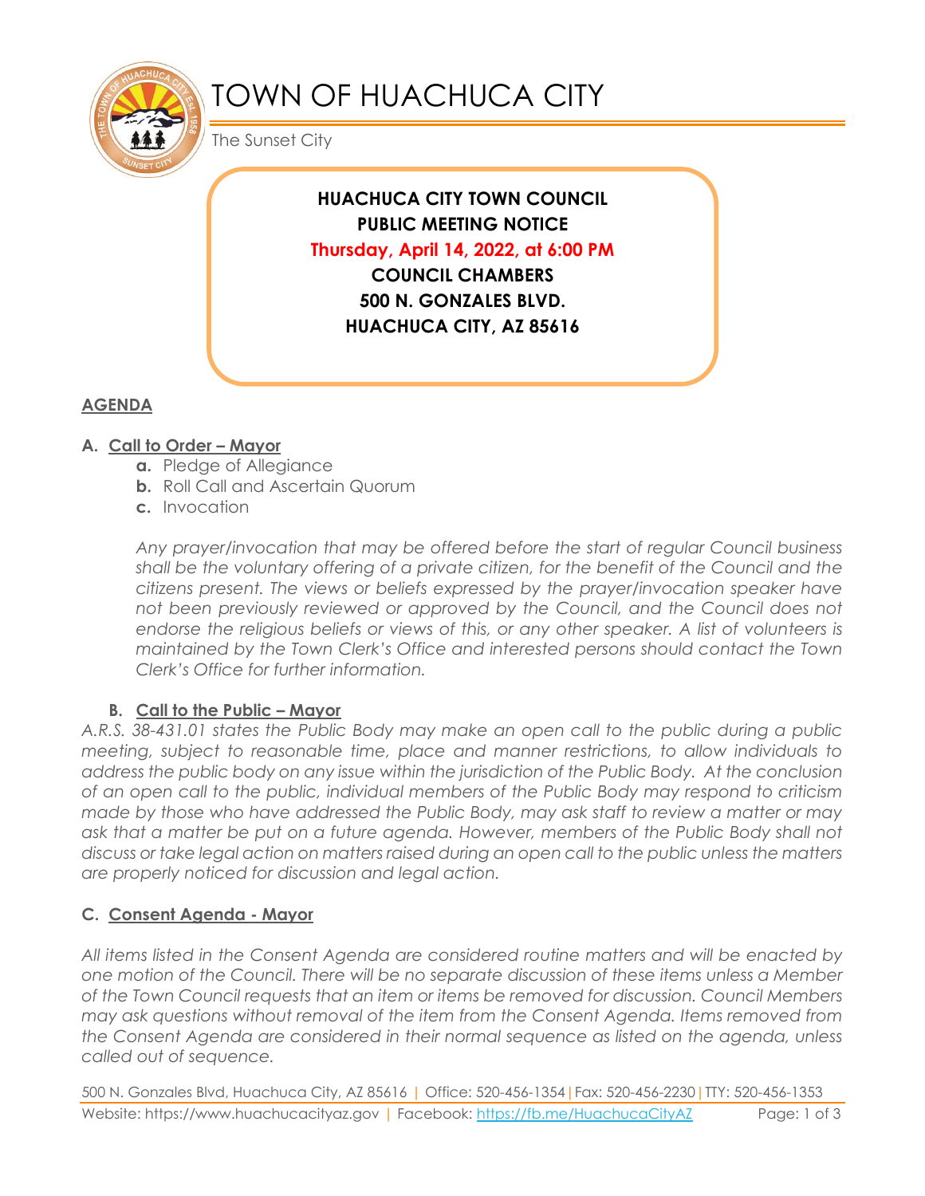# TOWN OF HUACHUCA CITY

The Sunset City

**HUACHUCA CITY TOWN COUNCIL**
**PUBLIC MEETING NOTICE**
**Thursday, April 14, 2022, at 6:00 PM**
**COUNCIL CHAMBERS**
**500 N. GONZALES BLVD.**
**HUACHUCA CITY, AZ 85616**

## AGENDA

### A. Call to Order – Mayor

a. Pledge of Allegiance
b. Roll Call and Ascertain Quorum
c. Invocation

*Any prayer/invocation that may be offered before the start of regular Council business shall be the voluntary offering of a private citizen, for the benefit of the Council and the citizens present. The views or beliefs expressed by the prayer/invocation speaker have not been previously reviewed or approved by the Council, and the Council does not endorse the religious beliefs or views of this, or any other speaker. A list of volunteers is maintained by the Town Clerk's Office and interested persons should contact the Town Clerk's Office for further information.*

### B. Call to the Public – Mayor

*A.R.S. 38-431.01 states the Public Body may make an open call to the public during a public meeting, subject to reasonable time, place and manner restrictions, to allow individuals to address the public body on any issue within the jurisdiction of the Public Body. At the conclusion of an open call to the public, individual members of the Public Body may respond to criticism made by those who have addressed the Public Body, may ask staff to review a matter or may ask that a matter be put on a future agenda. However, members of the Public Body shall not discuss or take legal action on matters raised during an open call to the public unless the matters are properly noticed for discussion and legal action.*

### C. Consent Agenda - Mayor

*All items listed in the Consent Agenda are considered routine matters and will be enacted by one motion of the Council. There will be no separate discussion of these items unless a Member of the Town Council requests that an item or items be removed for discussion. Council Members may ask questions without removal of the item from the Consent Agenda. Items removed from the Consent Agenda are considered in their normal sequence as listed on the agenda, unless called out of sequence.*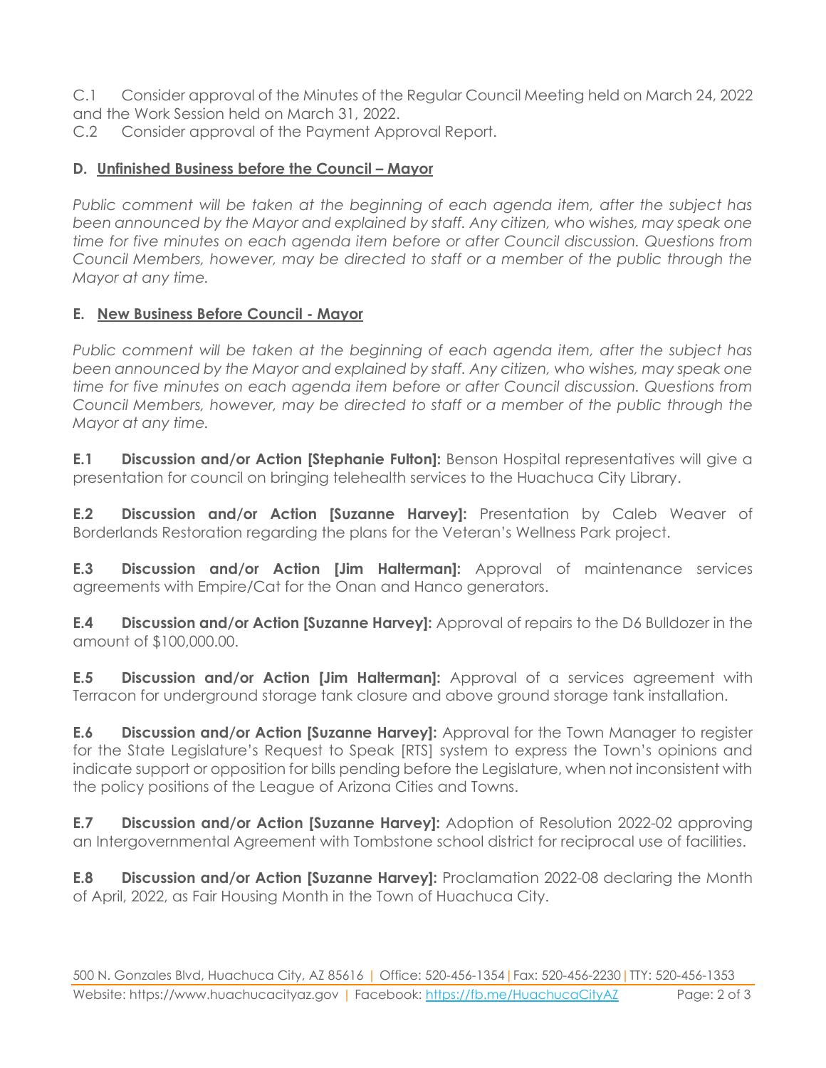C.1 Consider approval of the Minutes of the Regular Council Meeting held on March 24, 2022 and the Work Session held on March 31, 2022.

C.2 Consider approval of the Payment Approval Report.

### D. Unfinished Business before the Council – Mayor

*Public comment will be taken at the beginning of each agenda item, after the subject has been announced by the Mayor and explained by staff. Any citizen, who wishes, may speak one time for five minutes on each agenda item before or after Council discussion. Questions from Council Members, however, may be directed to staff or a member of the public through the Mayor at any time.*

### E. New Business Before Council - Mayor

*Public comment will be taken at the beginning of each agenda item, after the subject has been announced by the Mayor and explained by staff. Any citizen, who wishes, may speak one time for five minutes on each agenda item before or after Council discussion. Questions from Council Members, however, may be directed to staff or a member of the public through the Mayor at any time.*

**E.1 Discussion and/or Action [Stephanie Fulton]:** Benson Hospital representatives will give a presentation for council on bringing telehealth services to the Huachuca City Library.

**E.2 Discussion and/or Action [Suzanne Harvey]:** Presentation by Caleb Weaver of Borderlands Restoration regarding the plans for the Veteran's Wellness Park project.

**E.3 Discussion and/or Action [Jim Halterman]:** Approval of maintenance services agreements with Empire/Cat for the Onan and Hanco generators.

**E.4 Discussion and/or Action [Suzanne Harvey]:** Approval of repairs to the D6 Bulldozer in the amount of $100,000.00.

**E.5 Discussion and/or Action [Jim Halterman]:** Approval of a services agreement with Terracon for underground storage tank closure and above ground storage tank installation.

**E.6 Discussion and/or Action [Suzanne Harvey]:** Approval for the Town Manager to register for the State Legislature's Request to Speak [RTS] system to express the Town's opinions and indicate support or opposition for bills pending before the Legislature, when not inconsistent with the policy positions of the League of Arizona Cities and Towns.

**E.7 Discussion and/or Action [Suzanne Harvey]:** Adoption of Resolution 2022-02 approving an Intergovernmental Agreement with Tombstone school district for reciprocal use of facilities.

**E.8 Discussion and/or Action [Suzanne Harvey]:** Proclamation 2022-08 declaring the Month of April, 2022, as Fair Housing Month in the Town of Huachuca City.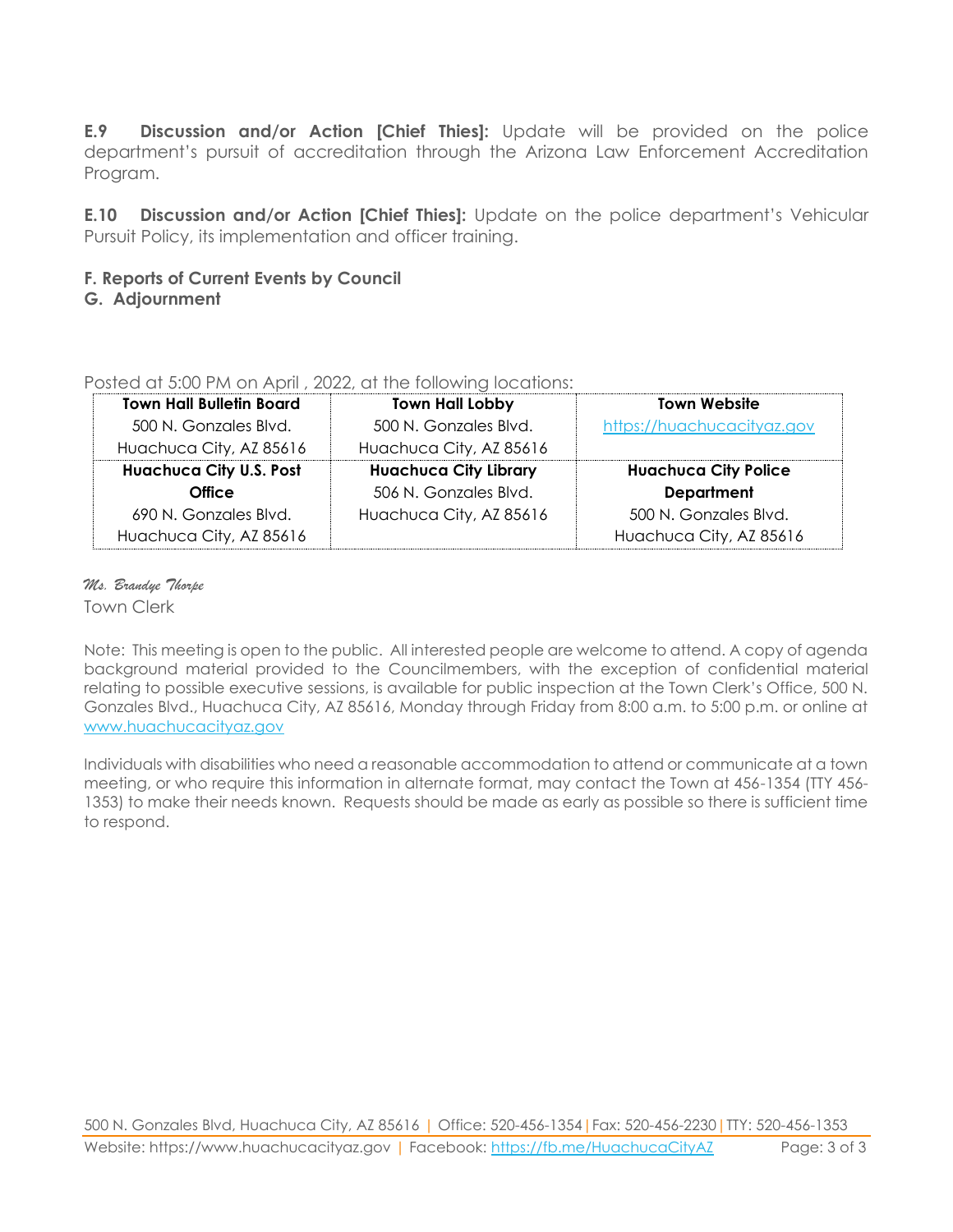**E.9 Discussion and/or Action [Chief Thies]:** Update will be provided on the police department's pursuit of accreditation through the Arizona Law Enforcement Accreditation Program.

**E.10 Discussion and/or Action [Chief Thies]:** Update on the police department's Vehicular Pursuit Policy, its implementation and officer training.

**F. Reports of Current Events by Council**

**G. Adjournment**

Posted at 5:00 PM on April , 2022, at the following locations:

| | | |
|---|---|---|
| **Town Hall Bulletin Board**<br>500 N. Gonzales Blvd.<br>Huachuca City, AZ 85616 | **Town Hall Lobby**<br>500 N. Gonzales Blvd.<br>Huachuca City, AZ 85616 | **Town Website**<br>https://huachucacityaz.gov |
| **Huachuca City U.S. Post Office**<br>690 N. Gonzales Blvd.<br>Huachuca City, AZ 85616 | **Huachuca City Library**<br>506 N. Gonzales Blvd.<br>Huachuca City, AZ 85616 | **Huachuca City Police Department**<br>500 N. Gonzales Blvd.<br>Huachuca City, AZ 85616 |

*Ms. Brandye Thorpe*
Town Clerk

Note: This meeting is open to the public. All interested people are welcome to attend. A copy of agenda background material provided to the Councilmembers, with the exception of confidential material relating to possible executive sessions, is available for public inspection at the Town Clerk's Office, 500 N. Gonzales Blvd., Huachuca City, AZ 85616, Monday through Friday from 8:00 a.m. to 5:00 p.m. or online at www.huachucacityaz.gov

Individuals with disabilities who need a reasonable accommodation to attend or communicate at a town meeting, or who require this information in alternate format, may contact the Town at 456-1354 (TTY 456-1353) to make their needs known. Requests should be made as early as possible so there is sufficient time to respond.